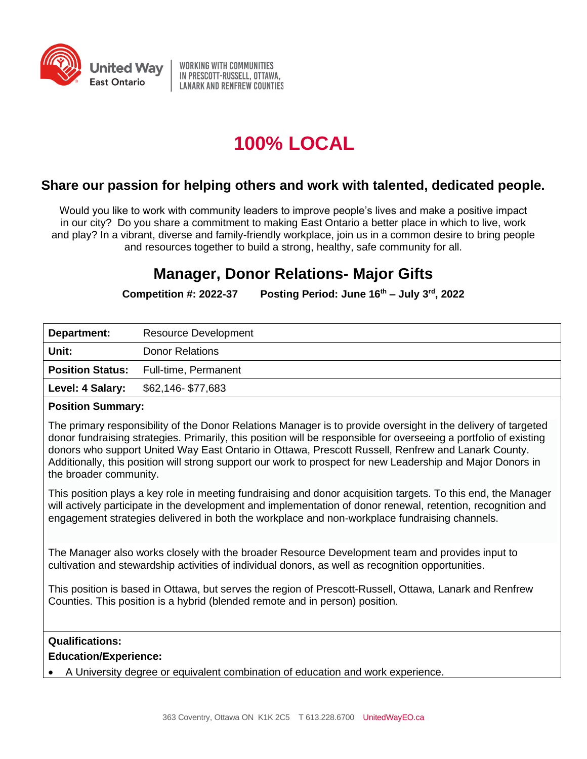United Way East Ontario

WORKING WITH COMMUNITIES IN PRESCOTT-RUSSELL, OTTAWA, LANARK AND RENFREW COUNTIES

# 100% LOCAL

## Share our passion for helping others and work with talented, dedicated people.

Would you like to work with community leaders to improve people's lives and make a positive impact in our city? Do you share a commitment to making East Ontario a better place in which to live, work and play? In a vibrant, diverse and family-friendly workplace, join us in a common desire to bring people and resources together to build a strong, healthy, safe community for all.

## Manager, Donor Relations- Major Gifts

**Competition #: 2022-37 Posting Period: June 16th – July 3rd, 2022**

| | |
|---|---|
| **Department:** | Resource Development |
| **Unit:** | Donor Relations |
| **Position Status:** | Full-time, Permanent |
| **Level: 4 Salary:** | $62,146- $77,683 |

**Position Summary:**

The primary responsibility of the Donor Relations Manager is to provide oversight in the delivery of targeted donor fundraising strategies. Primarily, this position will be responsible for overseeing a portfolio of existing donors who support United Way East Ontario in Ottawa, Prescott Russell, Renfrew and Lanark County. Additionally, this position will strong support our work to prospect for new Leadership and Major Donors in the broader community.

This position plays a key role in meeting fundraising and donor acquisition targets. To this end, the Manager will actively participate in the development and implementation of donor renewal, retention, recognition and engagement strategies delivered in both the workplace and non-workplace fundraising channels.

The Manager also works closely with the broader Resource Development team and provides input to cultivation and stewardship activities of individual donors, as well as recognition opportunities.

This position is based in Ottawa, but serves the region of Prescott-Russell, Ottawa, Lanark and Renfrew Counties. This position is a hybrid (blended remote and in person) position.

**Qualifications:**

**Education/Experience:**

- A University degree or equivalent combination of education and work experience.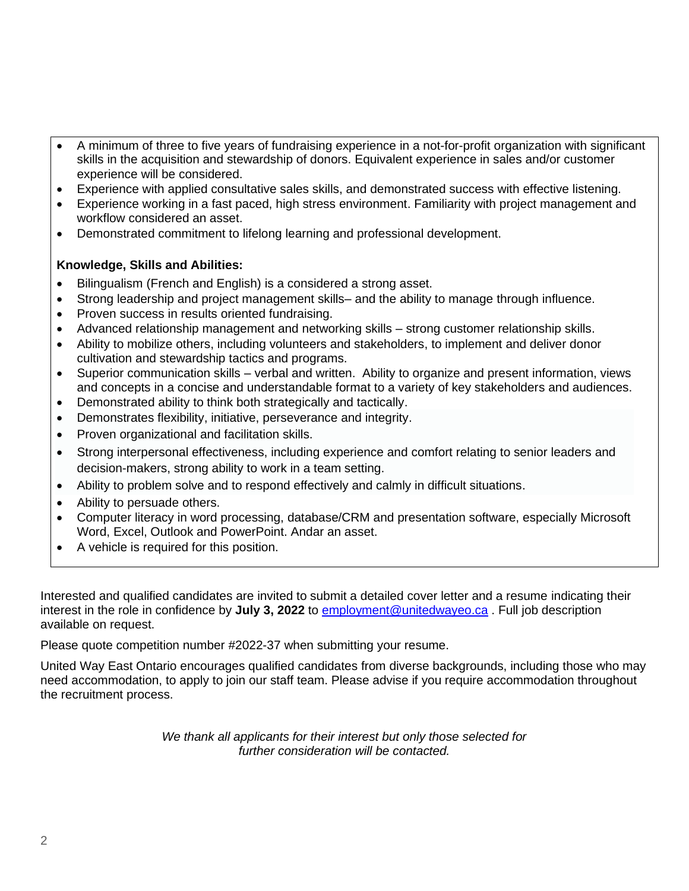- A minimum of three to five years of fundraising experience in a not-for-profit organization with significant skills in the acquisition and stewardship of donors. Equivalent experience in sales and/or customer experience will be considered.
- Experience with applied consultative sales skills, and demonstrated success with effective listening.
- Experience working in a fast paced, high stress environment. Familiarity with project management and workflow considered an asset.
- Demonstrated commitment to lifelong learning and professional development.

**Knowledge, Skills and Abilities:**

- Bilingualism (French and English) is a considered a strong asset.
- Strong leadership and project management skills– and the ability to manage through influence.
- Proven success in results oriented fundraising.
- Advanced relationship management and networking skills – strong customer relationship skills.
- Ability to mobilize others, including volunteers and stakeholders, to implement and deliver donor cultivation and stewardship tactics and programs.
- Superior communication skills – verbal and written. Ability to organize and present information, views and concepts in a concise and understandable format to a variety of key stakeholders and audiences.
- Demonstrated ability to think both strategically and tactically.
- Demonstrates flexibility, initiative, perseverance and integrity.
- Proven organizational and facilitation skills.
- Strong interpersonal effectiveness, including experience and comfort relating to senior leaders and decision-makers, strong ability to work in a team setting.
- Ability to problem solve and to respond effectively and calmly in difficult situations.
- Ability to persuade others.
- Computer literacy in word processing, database/CRM and presentation software, especially Microsoft Word, Excel, Outlook and PowerPoint. Andar an asset.
- A vehicle is required for this position.

Interested and qualified candidates are invited to submit a detailed cover letter and a resume indicating their interest in the role in confidence by **July 3, 2022** to [employment@unitedwayeo.ca](mailto:employment@unitedwayeo.ca) . Full job description available on request.

Please quote competition number #2022-37 when submitting your resume.

United Way East Ontario encourages qualified candidates from diverse backgrounds, including those who may need accommodation, to apply to join our staff team. Please advise if you require accommodation throughout the recruitment process.

*We thank all applicants for their interest but only those selected for further consideration will be contacted.*